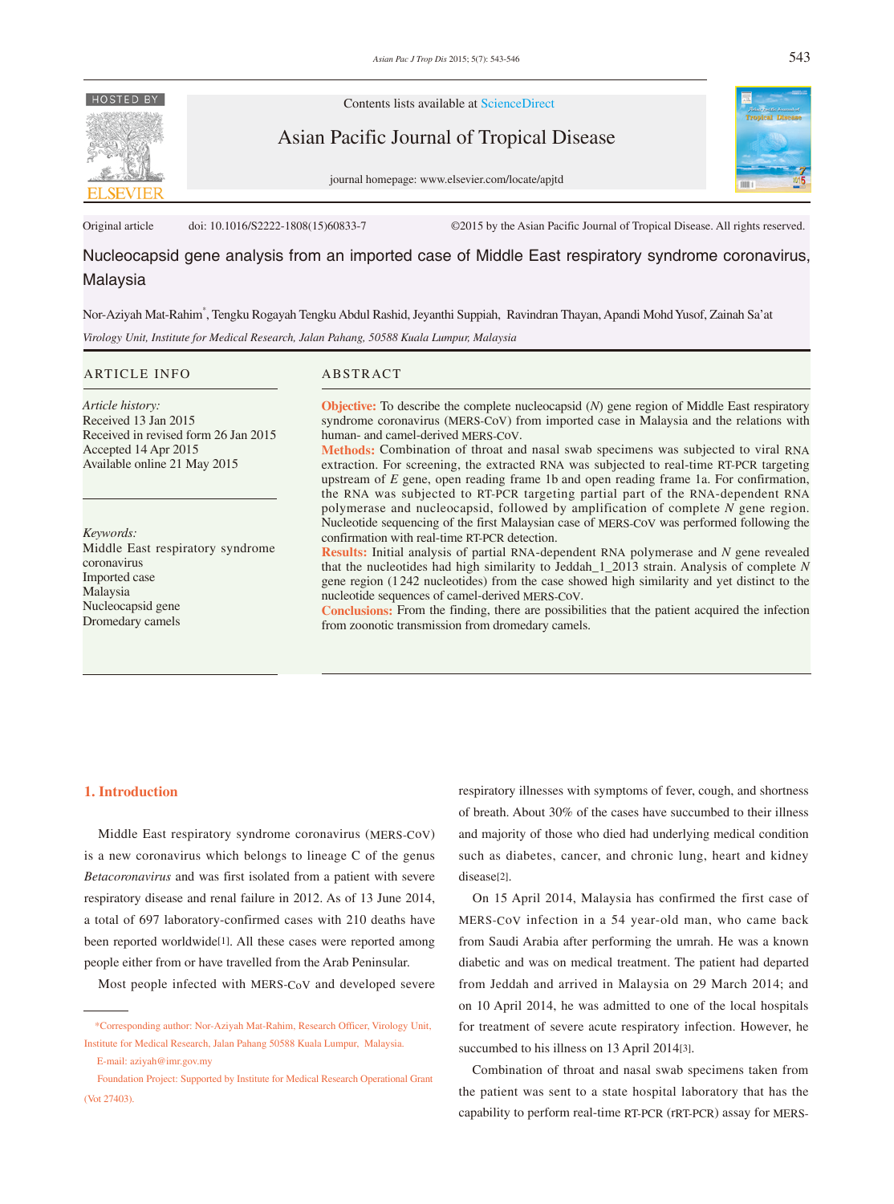Contents lists available at ScienceDirect

Asian Pacific Journal of Tropical Disease

journal homepage: www.elsevier.com/locate/apjtd

Original article doi: 10.1016/S2222-1808(15)60833-7 ©2015 by the Asian Pacific Journal of Tropical Disease. All rights reserved.

# Nucleocapsid gene analysis from an imported case of Middle East respiratory syndrome coronavirus, Malaysia

Nor-Aziyah Mat-Rahim*, Tengku Rogayah Tengku Abdul Rashid, Jeyanthi Suppiah, Ravindran Thayan, Apandi Mohd Yusof, Zainah Sa'at

*Virology Unit, Institute for Medical Research, Jalan Pahang, 50588 Kuala Lumpur, Malaysia*

## ARTICLE INFO

*Article history:*
Received 13 Jan 2015
Received in revised form 26 Jan 2015
Accepted 14 Apr 2015
Available online 21 May 2015

*Keywords:*
Middle East respiratory syndrome coronavirus
Imported case
Malaysia
Nucleocapsid gene
Dromedary camels

## ABSTRACT

**Objective:** To describe the complete nucleocapsid (*N*) gene region of Middle East respiratory syndrome coronavirus (MERS-CoV) from imported case in Malaysia and the relations with human- and camel-derived MERS-CoV.

**Methods:** Combination of throat and nasal swab specimens was subjected to viral RNA extraction. For screening, the extracted RNA was subjected to real-time RT-PCR targeting upstream of *E* gene, open reading frame 1b and open reading frame 1a. For confirmation, the RNA was subjected to RT-PCR targeting partial part of the RNA-dependent RNA polymerase and nucleocapsid, followed by amplification of complete *N* gene region. Nucleotide sequencing of the first Malaysian case of MERS-CoV was performed following the confirmation with real-time RT-PCR detection.

**Results:** Initial analysis of partial RNA-dependent RNA polymerase and *N* gene revealed that the nucleotides had high similarity to Jeddah_1_2013 strain. Analysis of complete *N* gene region (1 242 nucleotides) from the case showed high similarity and yet distinct to the nucleotide sequences of camel-derived MERS-CoV.

**Conclusions:** From the finding, there are possibilities that the patient acquired the infection from zoonotic transmission from dromedary camels.

## 1. Introduction

Middle East respiratory syndrome coronavirus (MERS-CoV) is a new coronavirus which belongs to lineage C of the genus *Betacoronavirus* and was first isolated from a patient with severe respiratory disease and renal failure in 2012. As of 13 June 2014, a total of 697 laboratory-confirmed cases with 210 deaths have been reported worldwide[1]. All these cases were reported among people either from or have travelled from the Arab Peninsular.

Most people infected with MERS-CoV and developed severe respiratory illnesses with symptoms of fever, cough, and shortness of breath. About 30% of the cases have succumbed to their illness and majority of those who died had underlying medical condition such as diabetes, cancer, and chronic lung, heart and kidney disease[2].

On 15 April 2014, Malaysia has confirmed the first case of MERS-CoV infection in a 54 year-old man, who came back from Saudi Arabia after performing the umrah. He was a known diabetic and was on medical treatment. The patient had departed from Jeddah and arrived in Malaysia on 29 March 2014; and on 10 April 2014, he was admitted to one of the local hospitals for treatment of severe acute respiratory infection. However, he succumbed to his illness on 13 April 2014[3].

Combination of throat and nasal swab specimens taken from the patient was sent to a state hospital laboratory that has the capability to perform real-time RT-PCR (rRT-PCR) assay for MERS-

*Corresponding author: Nor-Aziyah Mat-Rahim, Research Officer, Virology Unit, Institute for Medical Research, Jalan Pahang 50588 Kuala Lumpur, Malaysia.

E-mail: aziyah@imr.gov.my

Foundation Project: Supported by Institute for Medical Research Operational Grant (Vot 27403).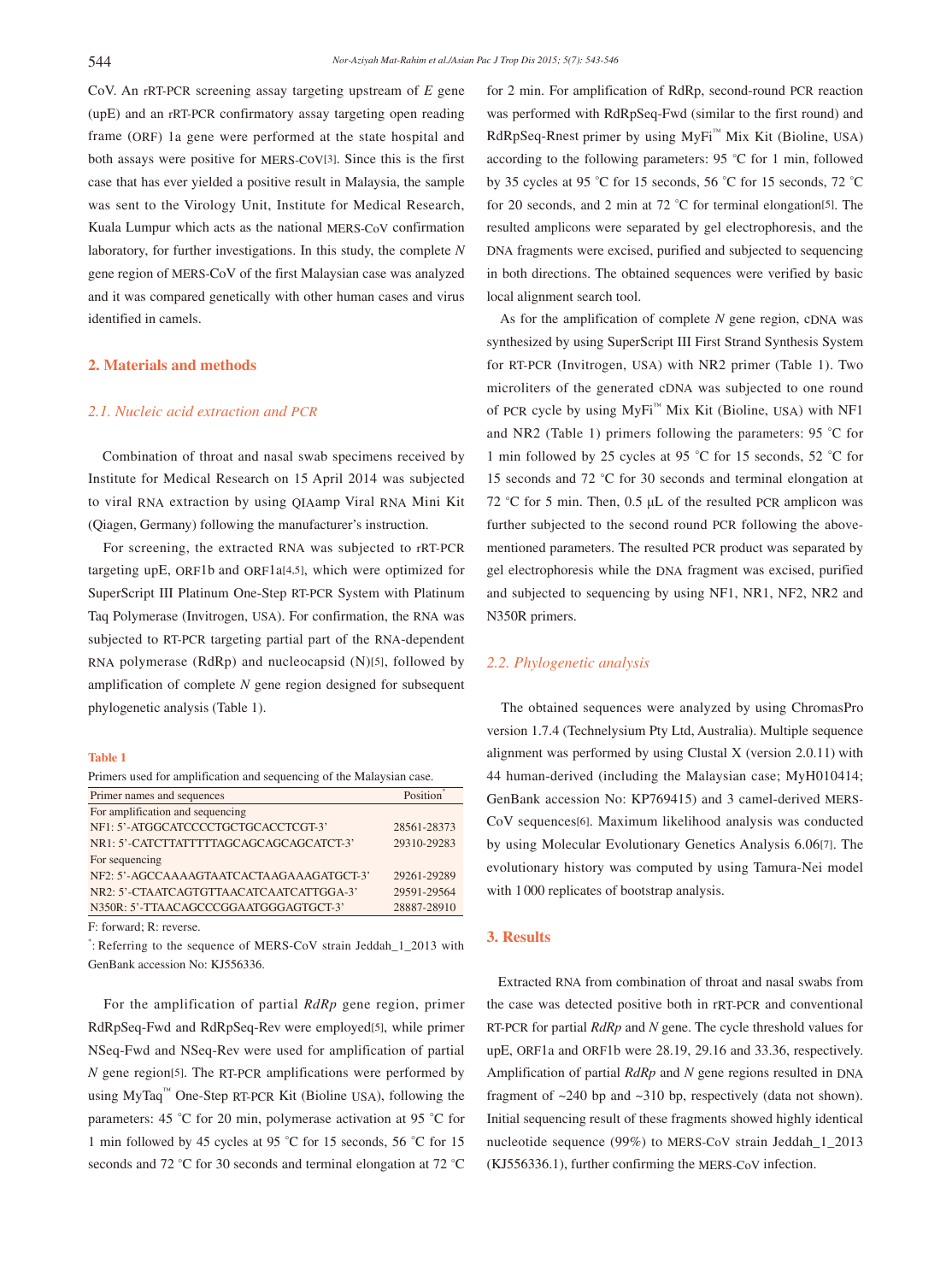CoV. An rRT-PCR screening assay targeting upstream of *E* gene (upE) and an rRT-PCR confirmatory assay targeting open reading frame (ORF) 1a gene were performed at the state hospital and both assays were positive for MERS-CoV[3]. Since this is the first case that has ever yielded a positive result in Malaysia, the sample was sent to the Virology Unit, Institute for Medical Research, Kuala Lumpur which acts as the national MERS-CoV confirmation laboratory, for further investigations. In this study, the complete *N* gene region of MERS-CoV of the first Malaysian case was analyzed and it was compared genetically with other human cases and virus identified in camels.

## 2. Materials and methods

### 2.1. Nucleic acid extraction and PCR

Combination of throat and nasal swab specimens received by Institute for Medical Research on 15 April 2014 was subjected to viral RNA extraction by using QIAamp Viral RNA Mini Kit (Qiagen, Germany) following the manufacturer's instruction.

For screening, the extracted RNA was subjected to rRT-PCR targeting upE, ORF1b and ORF1a[4,5], which were optimized for SuperScript III Platinum One-Step RT-PCR System with Platinum Taq Polymerase (Invitrogen, USA). For confirmation, the RNA was subjected to RT-PCR targeting partial part of the RNA-dependent RNA polymerase (RdRp) and nucleocapsid (N)[5], followed by amplification of complete *N* gene region designed for subsequent phylogenetic analysis (Table 1).

**Table 1**

Primers used for amplification and sequencing of the Malaysian case.

| Primer names and sequences | Position* |
|---|---|
| For amplification and sequencing | |
| NF1: 5'-ATGGCATCCCCTGCTGCACCTCGT-3' | 28561-28373 |
| NR1: 5'-CATCTTATTTTTAGCAGCAGCAGCATCT-3' | 29310-29283 |
| For sequencing | |
| NF2: 5'-AGCCAAAAGTAATCACTAAGAAAGATGCT-3' | 29261-29289 |
| NR2: 5'-CTAATCAGTGTTAACATCAATCATTGGA-3' | 29591-29564 |
| N350R: 5'-TTAACAGCCCGGAATGGGAGTGCT-3' | 28887-28910 |

F: forward; R: reverse.

*: Referring to the sequence of MERS-CoV strain Jeddah_1_2013 with GenBank accession No: KJ556336.

For the amplification of partial *RdRp* gene region, primer RdRpSeq-Fwd and RdRpSeq-Rev were employed[5], while primer NSeq-Fwd and NSeq-Rev were used for amplification of partial *N* gene region[5]. The RT-PCR amplifications were performed by using MyTaq™ One-Step RT-PCR Kit (Bioline USA), following the parameters: 45 °C for 20 min, polymerase activation at 95 °C for 1 min followed by 45 cycles at 95 °C for 15 seconds, 56 °C for 15 seconds and 72 °C for 30 seconds and terminal elongation at 72 °C for 2 min. For amplification of RdRp, second-round PCR reaction was performed with RdRpSeq-Fwd (similar to the first round) and RdRpSeq-Rnest primer by using MyFi™ Mix Kit (Bioline, USA) according to the following parameters: 95 °C for 1 min, followed by 35 cycles at 95 °C for 15 seconds, 56 °C for 15 seconds, 72 °C for 20 seconds, and 2 min at 72 °C for terminal elongation[5]. The resulted amplicons were separated by gel electrophoresis, and the DNA fragments were excised, purified and subjected to sequencing in both directions. The obtained sequences were verified by basic local alignment search tool.

As for the amplification of complete *N* gene region, cDNA was synthesized by using SuperScript III First Strand Synthesis System for RT-PCR (Invitrogen, USA) with NR2 primer (Table 1). Two microliters of the generated cDNA was subjected to one round of PCR cycle by using MyFi™ Mix Kit (Bioline, USA) with NF1 and NR2 (Table 1) primers following the parameters: 95 °C for 1 min followed by 25 cycles at 95 °C for 15 seconds, 52 °C for 15 seconds and 72 °C for 30 seconds and terminal elongation at 72 °C for 5 min. Then, 0.5 µL of the resulted PCR amplicon was further subjected to the second round PCR following the above-mentioned parameters. The resulted PCR product was separated by gel electrophoresis while the DNA fragment was excised, purified and subjected to sequencing by using NF1, NR1, NF2, NR2 and N350R primers.

### 2.2. Phylogenetic analysis

The obtained sequences were analyzed by using ChromasPro version 1.7.4 (Technelysium Pty Ltd, Australia). Multiple sequence alignment was performed by using Clustal X (version 2.0.11) with 44 human-derived (including the Malaysian case; MyH010414; GenBank accession No: KP769415) and 3 camel-derived MERS-CoV sequences[6]. Maximum likelihood analysis was conducted by using Molecular Evolutionary Genetics Analysis 6.06[7]. The evolutionary history was computed by using Tamura-Nei model with 1 000 replicates of bootstrap analysis.

## 3. Results

Extracted RNA from combination of throat and nasal swabs from the case was detected positive both in rRT-PCR and conventional RT-PCR for partial *RdRp* and *N* gene. The cycle threshold values for upE, ORF1a and ORF1b were 28.19, 29.16 and 33.36, respectively. Amplification of partial *RdRp* and *N* gene regions resulted in DNA fragment of ~240 bp and ~310 bp, respectively (data not shown). Initial sequencing result of these fragments showed highly identical nucleotide sequence (99%) to MERS-CoV strain Jeddah_1_2013 (KJ556336.1), further confirming the MERS-CoV infection.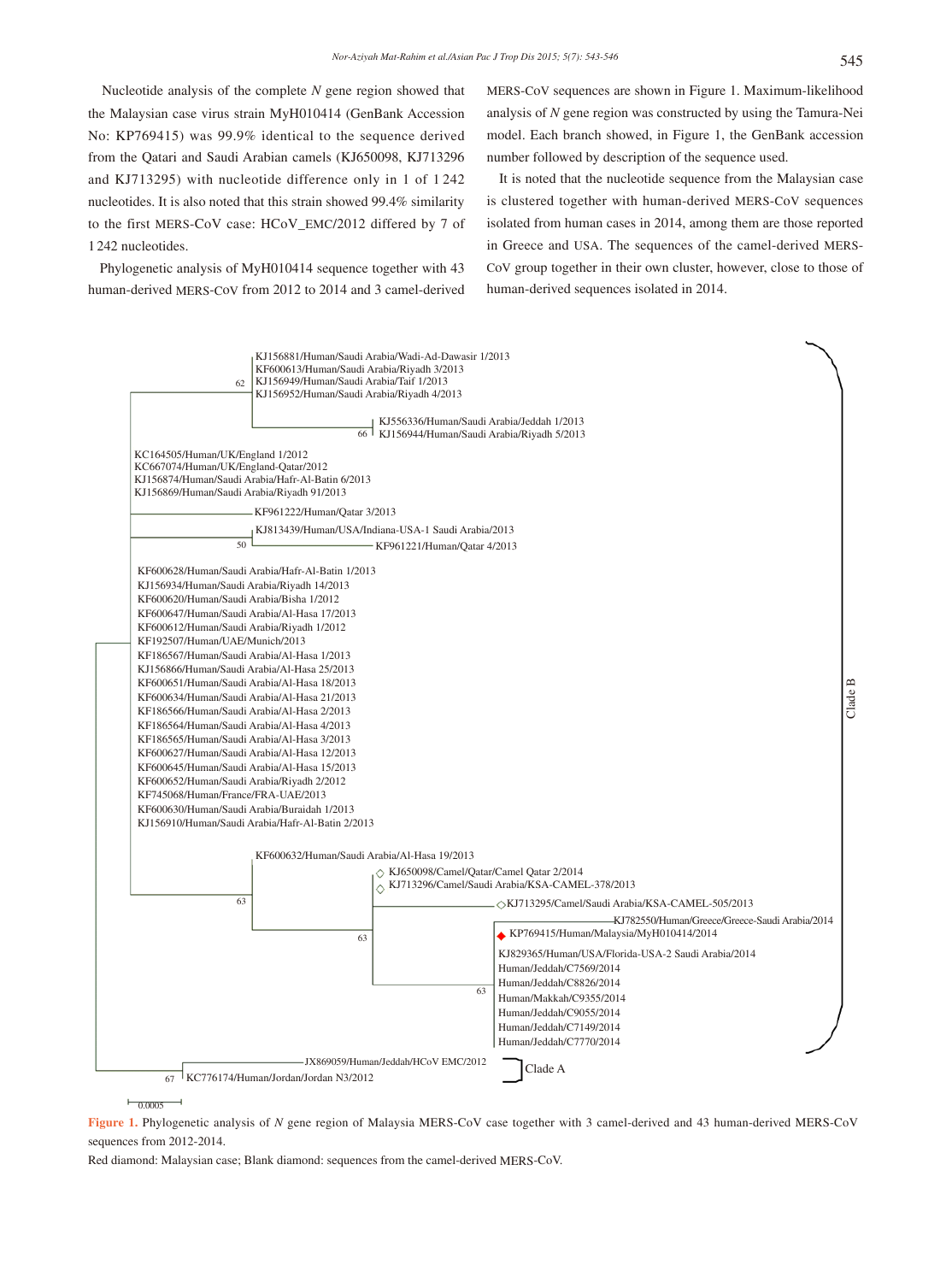Nucleotide analysis of the complete *N* gene region showed that the Malaysian case virus strain MyH010414 (GenBank Accession No: KP769415) was 99.9% identical to the sequence derived from the Qatari and Saudi Arabian camels (KJ650098, KJ713296 and KJ713295) with nucleotide difference only in 1 of 1 242 nucleotides. It is also noted that this strain showed 99.4% similarity to the first MERS-CoV case: HCoV_EMC/2012 differed by 7 of 1 242 nucleotides.

Phylogenetic analysis of MyH010414 sequence together with 43 human-derived MERS-CoV from 2012 to 2014 and 3 camel-derived MERS-CoV sequences are shown in Figure 1. Maximum-likelihood analysis of *N* gene region was constructed by using the Tamura-Nei model. Each branch showed, in Figure 1, the GenBank accession number followed by description of the sequence used.

It is noted that the nucleotide sequence from the Malaysian case is clustered together with human-derived MERS-CoV sequences isolated from human cases in 2014, among them are those reported in Greece and USA. The sequences of the camel-derived MERS-CoV group together in their own cluster, however, close to those of human-derived sequences isolated in 2014.

Figure 1. Phylogenetic analysis of *N* gene region of Malaysia MERS-CoV case together with 3 camel-derived and 43 human-derived MERS-CoV sequences from 2012-2014.

Red diamond: Malaysian case; Blank diamond: sequences from the camel-derived MERS-CoV.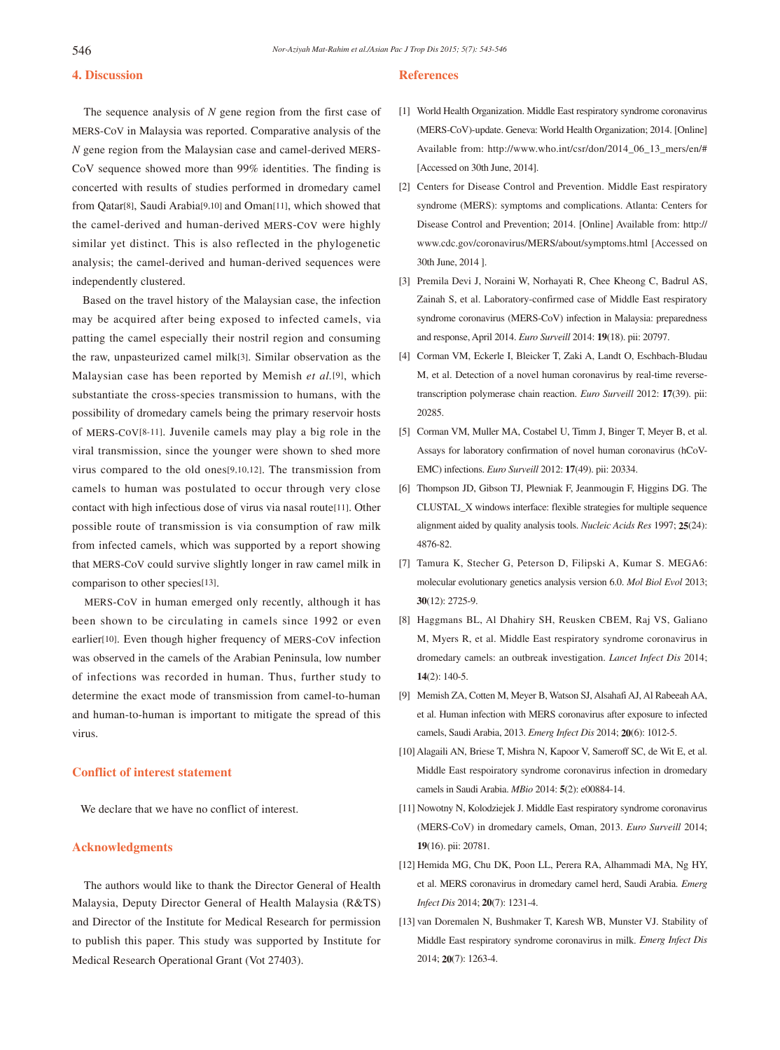## 4. Discussion

The sequence analysis of *N* gene region from the first case of MERS-CoV in Malaysia was reported. Comparative analysis of the *N* gene region from the Malaysian case and camel-derived MERS-CoV sequence showed more than 99% identities. The finding is concerted with results of studies performed in dromedary camel from Qatar[8], Saudi Arabia[9,10] and Oman[11], which showed that the camel-derived and human-derived MERS-CoV were highly similar yet distinct. This is also reflected in the phylogenetic analysis; the camel-derived and human-derived sequences were independently clustered.

Based on the travel history of the Malaysian case, the infection may be acquired after being exposed to infected camels, via patting the camel especially their nostril region and consuming the raw, unpasteurized camel milk[3]. Similar observation as the Malaysian case has been reported by Memish *et al.*[9], which substantiate the cross-species transmission to humans, with the possibility of dromedary camels being the primary reservoir hosts of MERS-CoV[8-11]. Juvenile camels may play a big role in the viral transmission, since the younger were shown to shed more virus compared to the old ones[9,10,12]. The transmission from camels to human was postulated to occur through very close contact with high infectious dose of virus via nasal route[11]. Other possible route of transmission is via consumption of raw milk from infected camels, which was supported by a report showing that MERS-CoV could survive slightly longer in raw camel milk in comparison to other species[13].

MERS-CoV in human emerged only recently, although it has been shown to be circulating in camels since 1992 or even earlier[10]. Even though higher frequency of MERS-CoV infection was observed in the camels of the Arabian Peninsula, low number of infections was recorded in human. Thus, further study to determine the exact mode of transmission from camel-to-human and human-to-human is important to mitigate the spread of this virus.

## Conflict of interest statement

We declare that we have no conflict of interest.

## Acknowledgments

The authors would like to thank the Director General of Health Malaysia, Deputy Director General of Health Malaysia (R&TS) and Director of the Institute for Medical Research for permission to publish this paper. This study was supported by Institute for Medical Research Operational Grant (Vot 27403).

## References

[1] World Health Organization. Middle East respiratory syndrome coronavirus (MERS-CoV)-update. Geneva: World Health Organization; 2014. [Online] Available from: http://www.who.int/csr/don/2014_06_13_mers/en/# [Accessed on 30th June, 2014].

[2] Centers for Disease Control and Prevention. Middle East respiratory syndrome (MERS): symptoms and complications. Atlanta: Centers for Disease Control and Prevention; 2014. [Online] Available from: http://www.cdc.gov/coronavirus/MERS/about/symptoms.html [Accessed on 30th June, 2014 ].

[3] Premila Devi J, Noraini W, Norhayati R, Chee Kheong C, Badrul AS, Zainah S, et al. Laboratory-confirmed case of Middle East respiratory syndrome coronavirus (MERS-CoV) infection in Malaysia: preparedness and response, April 2014. *Euro Surveill* 2014: **19**(18). pii: 20797.

[4] Corman VM, Eckerle I, Bleicker T, Zaki A, Landt O, Eschbach-Bludau M, et al. Detection of a novel human coronavirus by real-time reverse-transcription polymerase chain reaction. *Euro Surveill* 2012: **17**(39). pii: 20285.

[5] Corman VM, Muller MA, Costabel U, Timm J, Binger T, Meyer B, et al. Assays for laboratory confirmation of novel human coronavirus (hCoV-EMC) infections. *Euro Surveill* 2012: **17**(49). pii: 20334.

[6] Thompson JD, Gibson TJ, Plewniak F, Jeanmougin F, Higgins DG. The CLUSTAL_X windows interface: flexible strategies for multiple sequence alignment aided by quality analysis tools. *Nucleic Acids Res* 1997; **25**(24): 4876-82.

[7] Tamura K, Stecher G, Peterson D, Filipski A, Kumar S. MEGA6: molecular evolutionary genetics analysis version 6.0. *Mol Biol Evol* 2013; **30**(12): 2725-9.

[8] Haggmans BL, Al Dhahiry SH, Reusken CBEM, Raj VS, Galiano M, Myers R, et al. Middle East respiratory syndrome coronavirus in dromedary camels: an outbreak investigation. *Lancet Infect Dis* 2014; **14**(2): 140-5.

[9] Memish ZA, Cotten M, Meyer B, Watson SJ, Alsahafi AJ, Al Rabeeah AA, et al. Human infection with MERS coronavirus after exposure to infected camels, Saudi Arabia, 2013. *Emerg Infect Dis* 2014; **20**(6): 1012-5.

[10] Alagaili AN, Briese T, Mishra N, Kapoor V, Sameroff SC, de Wit E, et al. Middle East respoiratory syndrome coronavirus infection in dromedary camels in Saudi Arabia. *MBio* 2014: **5**(2): e00884-14.

[11] Nowotny N, Kolodziejek J. Middle East respiratory syndrome coronavirus (MERS-CoV) in dromedary camels, Oman, 2013. *Euro Surveill* 2014; **19**(16). pii: 20781.

[12] Hemida MG, Chu DK, Poon LL, Perera RA, Alhammadi MA, Ng HY, et al. MERS coronavirus in dromedary camel herd, Saudi Arabia. *Emerg Infect Dis* 2014; **20**(7): 1231-4.

[13] van Doremalen N, Bushmaker T, Karesh WB, Munster VJ. Stability of Middle East respiratory syndrome coronavirus in milk. *Emerg Infect Dis* 2014; **20**(7): 1263-4.